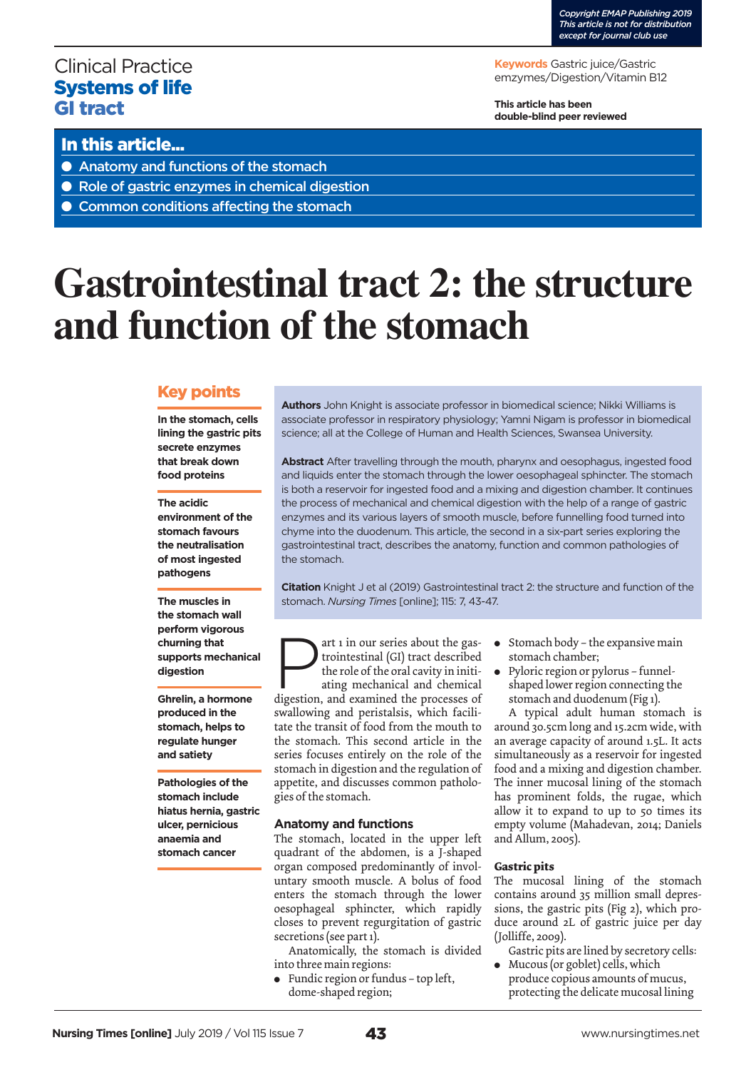Copyright EMAP Publishing 2019
This article is not for distribution except for journal club use

Clinical Practice
**Systems of life**
**GI tract**

**Keywords** Gastric juice/Gastric emzymes/Digestion/Vitamin B12

**This article has been double-blind peer reviewed**

## In this article...

- Anatomy and functions of the stomach
- Role of gastric enzymes in chemical digestion
- Common conditions affecting the stomach

# Gastrointestinal tract 2: the structure and function of the stomach

## Key points

**In the stomach, cells lining the gastric pits secrete enzymes that break down food proteins**

**The acidic environment of the stomach favours the neutralisation of most ingested pathogens**

**The muscles in the stomach wall perform vigorous churning that supports mechanical digestion**

**Ghrelin, a hormone produced in the stomach, helps to regulate hunger and satiety**

**Pathologies of the stomach include hiatus hernia, gastric ulcer, pernicious anaemia and stomach cancer**

**Authors** John Knight is associate professor in biomedical science; Nikki Williams is associate professor in respiratory physiology; Yamni Nigam is professor in biomedical science; all at the College of Human and Health Sciences, Swansea University.

**Abstract** After travelling through the mouth, pharynx and oesophagus, ingested food and liquids enter the stomach through the lower oesophageal sphincter. The stomach is both a reservoir for ingested food and a mixing and digestion chamber. It continues the process of mechanical and chemical digestion with the help of a range of gastric enzymes and its various layers of smooth muscle, before funnelling food turned into chyme into the duodenum. This article, the second in a six-part series exploring the gastrointestinal tract, describes the anatomy, function and common pathologies of the stomach.

**Citation** Knight J et al (2019) Gastrointestinal tract 2: the structure and function of the stomach. *Nursing Times* [online]; 115: 7, 43-47.

Part 1 in our series about the gastrointestinal (GI) tract described the role of the oral cavity in initiating mechanical and chemical digestion, and examined the processes of swallowing and peristalsis, which facilitate the transit of food from the mouth to the stomach. This second article in the series focuses entirely on the role of the stomach in digestion and the regulation of appetite, and discusses common pathologies of the stomach.

## Anatomy and functions

The stomach, located in the upper left quadrant of the abdomen, is a J-shaped organ composed predominantly of involuntary smooth muscle. A bolus of food enters the stomach through the lower oesophageal sphincter, which rapidly closes to prevent regurgitation of gastric secretions (see part 1).

Anatomically, the stomach is divided into three main regions:

- Fundic region or fundus – top left, dome-shaped region;
- Stomach body – the expansive main stomach chamber;
- Pyloric region or pylorus – funnel-shaped lower region connecting the stomach and duodenum (Fig 1).

A typical adult human stomach is around 30.5cm long and 15.2cm wide, with an average capacity of around 1.5L. It acts simultaneously as a reservoir for ingested food and a mixing and digestion chamber. The inner mucosal lining of the stomach has prominent folds, the rugae, which allow it to expand to up to 50 times its empty volume (Mahadevan, 2014; Daniels and Allum, 2005).

### Gastric pits

The mucosal lining of the stomach contains around 35 million small depressions, the gastric pits (Fig 2), which produce around 2L of gastric juice per day (Jolliffe, 2009).

Gastric pits are lined by secretory cells:

- Mucous (or goblet) cells, which produce copious amounts of mucus, protecting the delicate mucosal lining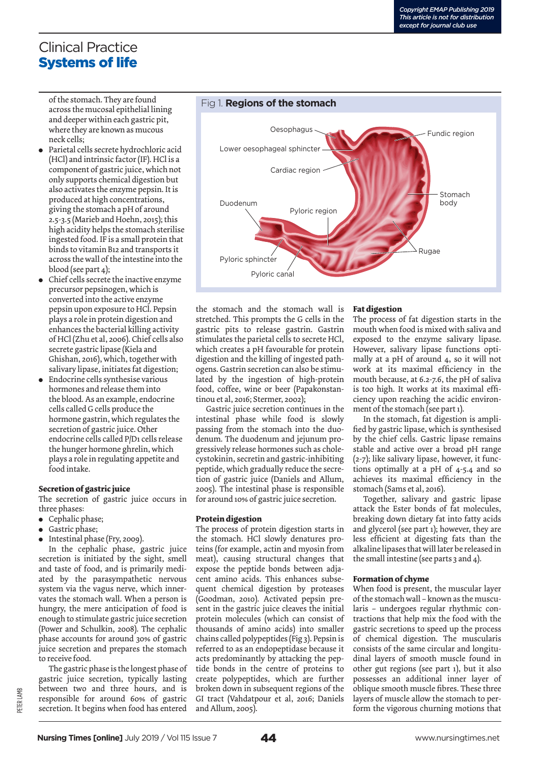of the stomach. They are found across the mucosal epithelial lining and deeper within each gastric pit, where they are known as mucous neck cells;

- Parietal cells secrete hydrochloric acid (HCl) and intrinsic factor (IF). HCl is a component of gastric juice, which not only supports chemical digestion but also activates the enzyme pepsin. It is produced at high concentrations, giving the stomach a pH of around 2.5-3.5 (Marieb and Hoehn, 2015); this high acidity helps the stomach sterilise ingested food. IF is a small protein that binds to vitamin B12 and transports it across the wall of the intestine into the blood (see part 4);
- Chief cells secrete the inactive enzyme precursor pepsinogen, which is converted into the active enzyme pepsin upon exposure to HCl. Pepsin plays a role in protein digestion and enhances the bacterial killing activity of HCl (Zhu et al, 2006). Chief cells also secrete gastric lipase (Kiela and Ghishan, 2016), which, together with salivary lipase, initiates fat digestion;
- Endocrine cells synthesise various hormones and release them into the blood. As an example, endocrine cells called G cells produce the hormone gastrin, which regulates the secretion of gastric juice. Other endocrine cells called P/D1 cells release the hunger hormone ghrelin, which plays a role in regulating appetite and food intake.

Fig 1. **Regions of the stomach**

Oesophagus
Lower oesophageal sphincter
Cardiac region
Fundic region
Stomach body
Duodenum
Pyloric region
Rugae
Pyloric sphincter
Pyloric canal

### Secretion of gastric juice

The secretion of gastric juice occurs in three phases:

- Cephalic phase;
- Gastric phase;
- Intestinal phase (Fry, 2009).

In the cephalic phase, gastric juice secretion is initiated by the sight, smell and taste of food, and is primarily mediated by the parasympathetic nervous system via the vagus nerve, which innervates the stomach wall. When a person is hungry, the mere anticipation of food is enough to stimulate gastric juice secretion (Power and Schulkin, 2008). The cephalic phase accounts for around 30% of gastric juice secretion and prepares the stomach to receive food.

The gastric phase is the longest phase of gastric juice secretion, typically lasting between two and three hours, and is responsible for around 60% of gastric secretion. It begins when food has entered the stomach and the stomach wall is stretched. This prompts the G cells in the gastric pits to release gastrin. Gastrin stimulates the parietal cells to secrete HCl, which creates a pH favourable for protein digestion and the killing of ingested pathogens. Gastrin secretion can also be stimulated by the ingestion of high-protein food, coffee, wine or beer (Papakonstantinou et al, 2016; Stermer, 2002);

Gastric juice secretion continues in the intestinal phase while food is slowly passing from the stomach into the duodenum. The duodenum and jejunum progressively release hormones such as cholecystokinin, secretin and gastric-inhibiting peptide, which gradually reduce the secretion of gastric juice (Daniels and Allum, 2005). The intestinal phase is responsible for around 10% of gastric juice secretion.

### Protein digestion

The process of protein digestion starts in the stomach. HCl slowly denatures proteins (for example, actin and myosin from meat), causing structural changes that expose the peptide bonds between adjacent amino acids. This enhances subsequent chemical digestion by proteases (Goodman, 2010). Activated pepsin present in the gastric juice cleaves the initial protein molecules (which can consist of thousands of amino acids) into smaller chains called polypeptides (Fig 3). Pepsin is referred to as an endopeptidase because it acts predominantly by attacking the peptide bonds in the centre of proteins to create polypeptides, which are further broken down in subsequent regions of the GI tract (Vahdatpour et al, 2016; Daniels and Allum, 2005).

### Fat digestion

The process of fat digestion starts in the mouth when food is mixed with saliva and exposed to the enzyme salivary lipase. However, salivary lipase functions optimally at a pH of around 4, so it will not work at its maximal efficiency in the mouth because, at 6.2-7.6, the pH of saliva is too high. It works at its maximal efficiency upon reaching the acidic environment of the stomach (see part 1).

In the stomach, fat digestion is amplified by gastric lipase, which is synthesised by the chief cells. Gastric lipase remains stable and active over a broad pH range (2-7); like salivary lipase, however, it functions optimally at a pH of 4-5.4 and so achieves its maximal efficiency in the stomach (Sams et al, 2016).

Together, salivary and gastric lipase attack the Ester bonds of fat molecules, breaking down dietary fat into fatty acids and glycerol (see part 1); however, they are less efficient at digesting fats than the alkaline lipases that will later be released in the small intestine (see parts 3 and 4).

### Formation of chyme

When food is present, the muscular layer of the stomach wall – known as the muscularis – undergoes regular rhythmic contractions that help mix the food with the gastric secretions to speed up the process of chemical digestion. The muscularis consists of the same circular and longitudinal layers of smooth muscle found in other gut regions (see part 1), but it also possesses an additional inner layer of oblique smooth muscle fibres. These three layers of muscle allow the stomach to perform the vigorous churning motions that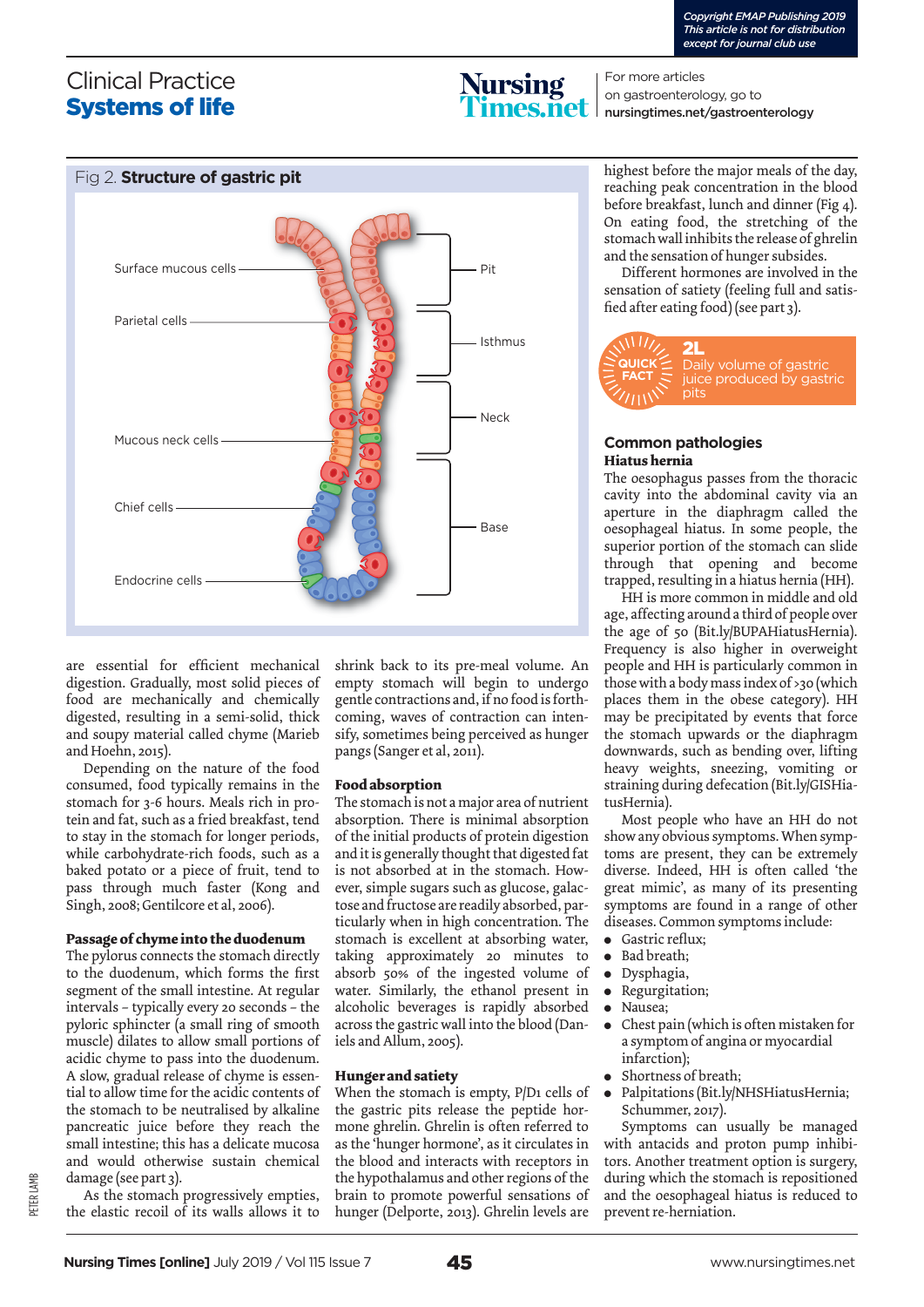Fig 2. **Structure of gastric pit**

Surface mucous cells

Parietal cells

Mucous neck cells

Chief cells

Endocrine cells

Pit

Isthmus

Neck

Base

are essential for efficient mechanical digestion. Gradually, most solid pieces of food are mechanically and chemically digested, resulting in a semi-solid, thick and soupy material called chyme (Marieb and Hoehn, 2015).

Depending on the nature of the food consumed, food typically remains in the stomach for 3-6 hours. Meals rich in protein and fat, such as a fried breakfast, tend to stay in the stomach for longer periods, while carbohydrate-rich foods, such as a baked potato or a piece of fruit, tend to pass through much faster (Kong and Singh, 2008; Gentilcore et al, 2006).

### Passage of chyme into the duodenum

The pylorus connects the stomach directly to the duodenum, which forms the first segment of the small intestine. At regular intervals – typically every 20 seconds – the pyloric sphincter (a small ring of smooth muscle) dilates to allow small portions of acidic chyme to pass into the duodenum. A slow, gradual release of chyme is essential to allow time for the acidic contents of the stomach to be neutralised by alkaline pancreatic juice before they reach the small intestine; this has a delicate mucosa and would otherwise sustain chemical damage (see part 3).

As the stomach progressively empties, the elastic recoil of its walls allows it to shrink back to its pre-meal volume. An empty stomach will begin to undergo gentle contractions and, if no food is forthcoming, waves of contraction can intensify, sometimes being perceived as hunger pangs (Sanger et al, 2011).

### Food absorption

The stomach is not a major area of nutrient absorption. There is minimal absorption of the initial products of protein digestion and it is generally thought that digested fat is not absorbed at in the stomach. However, simple sugars such as glucose, galactose and fructose are readily absorbed, particularly when in high concentration. The stomach is excellent at absorbing water, taking approximately 20 minutes to absorb 50% of the ingested volume of water. Similarly, the ethanol present in alcoholic beverages is rapidly absorbed across the gastric wall into the blood (Daniels and Allum, 2005).

### Hunger and satiety

When the stomach is empty, P/D1 cells of the gastric pits release the peptide hormone ghrelin. Ghrelin is often referred to as the 'hunger hormone', as it circulates in the blood and interacts with receptors in the hypothalamus and other regions of the brain to promote powerful sensations of hunger (Delporte, 2013). Ghrelin levels are highest before the major meals of the day, reaching peak concentration in the blood before breakfast, lunch and dinner (Fig 4). On eating food, the stretching of the stomach wall inhibits the release of ghrelin and the sensation of hunger subsides.

Different hormones are involved in the sensation of satiety (feeling full and satisfied after eating food) (see part 3).

QUICK FACT
**2L**
Daily volume of gastric juice produced by gastric pits

## Common pathologies

### Hiatus hernia

The oesophagus passes from the thoracic cavity into the abdominal cavity via an aperture in the diaphragm called the oesophageal hiatus. In some people, the superior portion of the stomach can slide through that opening and become trapped, resulting in a hiatus hernia (HH).

HH is more common in middle and old age, affecting around a third of people over the age of 50 (Bit.ly/BUPAHiatusHernia). Frequency is also higher in overweight people and HH is particularly common in those with a body mass index of >30 (which places them in the obese category). HH may be precipitated by events that force the stomach upwards or the diaphragm downwards, such as bending over, lifting heavy weights, sneezing, vomiting or straining during defecation (Bit.ly/GISHiatusHernia).

Most people who have an HH do not show any obvious symptoms. When symptoms are present, they can be extremely diverse. Indeed, HH is often called 'the great mimic', as many of its presenting symptoms are found in a range of other diseases. Common symptoms include:

- Gastric reflux;
- Bad breath;
- Dysphagia,
- Regurgitation;
- Nausea;
- Chest pain (which is often mistaken for a symptom of angina or myocardial infarction);
- Shortness of breath;
- Palpitations (Bit.ly/NHSHiatusHernia; Schummer, 2017).

Symptoms can usually be managed with antacids and proton pump inhibitors. Another treatment option is surgery, during which the stomach is repositioned and the oesophageal hiatus is reduced to prevent re-herniation.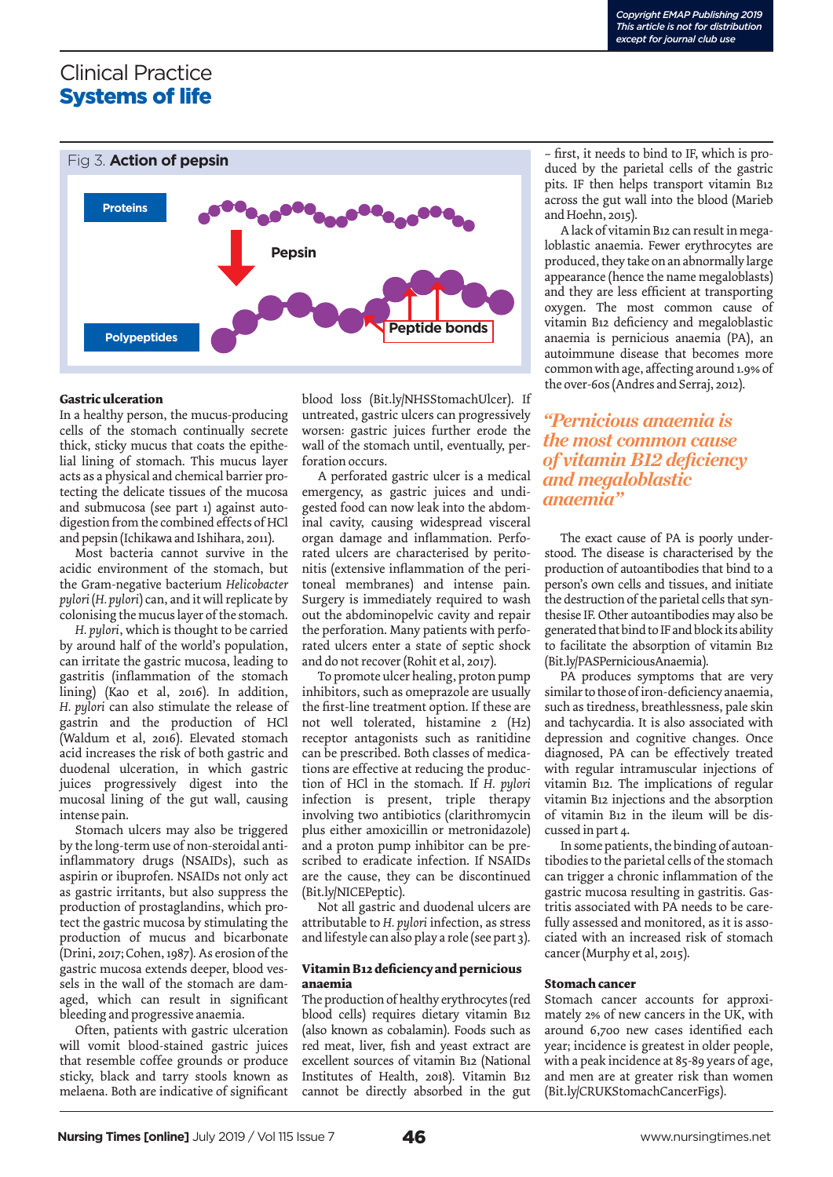Fig 3. **Action of pepsin**

Proteins

Pepsin

Polypeptides

Peptide bonds

### Gastric ulceration

In a healthy person, the mucus-producing cells of the stomach continually secrete thick, sticky mucus that coats the epithelial lining of stomach. This mucus layer acts as a physical and chemical barrier protecting the delicate tissues of the mucosa and submucosa (see part 1) against autodigestion from the combined effects of HCl and pepsin (Ichikawa and Ishihara, 2011).

Most bacteria cannot survive in the acidic environment of the stomach, but the Gram-negative bacterium *Helicobacter pylori* (*H. pylori*) can, and it will replicate by colonising the mucus layer of the stomach.

*H. pylori*, which is thought to be carried by around half of the world's population, can irritate the gastric mucosa, leading to gastritis (inflammation of the stomach lining) (Kao et al, 2016). In addition, *H. pylori* can also stimulate the release of gastrin and the production of HCl (Waldum et al, 2016). Elevated stomach acid increases the risk of both gastric and duodenal ulceration, in which gastric juices progressively digest into the mucosal lining of the gut wall, causing intense pain.

Stomach ulcers may also be triggered by the long-term use of non-steroidal anti-inflammatory drugs (NSAIDs), such as aspirin or ibuprofen. NSAIDs not only act as gastric irritants, but also suppress the production of prostaglandins, which protect the gastric mucosa by stimulating the production of mucus and bicarbonate (Drini, 2017; Cohen, 1987). As erosion of the gastric mucosa extends deeper, blood vessels in the wall of the stomach are damaged, which can result in significant bleeding and progressive anaemia.

Often, patients with gastric ulceration will vomit blood-stained gastric juices that resemble coffee grounds or produce sticky, black and tarry stools known as melaena. Both are indicative of significant blood loss (Bit.ly/NHSStomachUlcer). If untreated, gastric ulcers can progressively worsen: gastric juices further erode the wall of the stomach until, eventually, perforation occurs.

A perforated gastric ulcer is a medical emergency, as gastric juices and undigested food can now leak into the abdominal cavity, causing widespread visceral organ damage and inflammation. Perforated ulcers are characterised by peritonitis (extensive inflammation of the peritoneal membranes) and intense pain. Surgery is immediately required to wash out the abdominopelvic cavity and repair the perforation. Many patients with perforated ulcers enter a state of septic shock and do not recover (Rohit et al, 2017).

To promote ulcer healing, proton pump inhibitors, such as omeprazole are usually the first-line treatment option. If these are not well tolerated, histamine 2 (H2) receptor antagonists such as ranitidine can be prescribed. Both classes of medications are effective at reducing the production of HCl in the stomach. If *H. pylori* infection is present, triple therapy involving two antibiotics (clarithromycin plus either amoxicillin or metronidazole) and a proton pump inhibitor can be prescribed to eradicate infection. If NSAIDs are the cause, they can be discontinued (Bit.ly/NICEPeptic).

Not all gastric and duodenal ulcers are attributable to *H. pylori* infection, as stress and lifestyle can also play a role (see part 3).

### Vitamin B12 deficiency and pernicious anaemia

The production of healthy erythrocytes (red blood cells) requires dietary vitamin B12 (also known as cobalamin). Foods such as red meat, liver, fish and yeast extract are excellent sources of vitamin B12 (National Institutes of Health, 2018). Vitamin B12 cannot be directly absorbed in the gut – first, it needs to bind to IF, which is produced by the parietal cells of the gastric pits. IF then helps transport vitamin B12 across the gut wall into the blood (Marieb and Hoehn, 2015).

A lack of vitamin B12 can result in megaloblastic anaemia. Fewer erythrocytes are produced, they take on an abnormally large appearance (hence the name megaloblasts) and they are less efficient at transporting oxygen. The most common cause of vitamin B12 deficiency and megaloblastic anaemia is pernicious anaemia (PA), an autoimmune disease that becomes more common with age, affecting around 1.9% of the over-60s (Andres and Serraj, 2012).

> *"Pernicious anaemia is the most common cause of vitamin B12 deficiency and megaloblastic anaemia"*

The exact cause of PA is poorly understood. The disease is characterised by the production of autoantibodies that bind to a person's own cells and tissues, and initiate the destruction of the parietal cells that synthesise IF. Other autoantibodies may also be generated that bind to IF and block its ability to facilitate the absorption of vitamin B12 (Bit.ly/PASPerniciousAnaemia).

PA produces symptoms that are very similar to those of iron-deficiency anaemia, such as tiredness, breathlessness, pale skin and tachycardia. It is also associated with depression and cognitive changes. Once diagnosed, PA can be effectively treated with regular intramuscular injections of vitamin B12. The implications of regular vitamin B12 injections and the absorption of vitamin B12 in the ileum will be discussed in part 4.

In some patients, the binding of autoantibodies to the parietal cells of the stomach can trigger a chronic inflammation of the gastric mucosa resulting in gastritis. Gastritis associated with PA needs to be carefully assessed and monitored, as it is associated with an increased risk of stomach cancer (Murphy et al, 2015).

### Stomach cancer

Stomach cancer accounts for approximately 2% of new cancers in the UK, with around 6,700 new cases identified each year; incidence is greatest in older people, with a peak incidence at 85-89 years of age, and men are at greater risk than women (Bit.ly/CRUKStomachCancerFigs).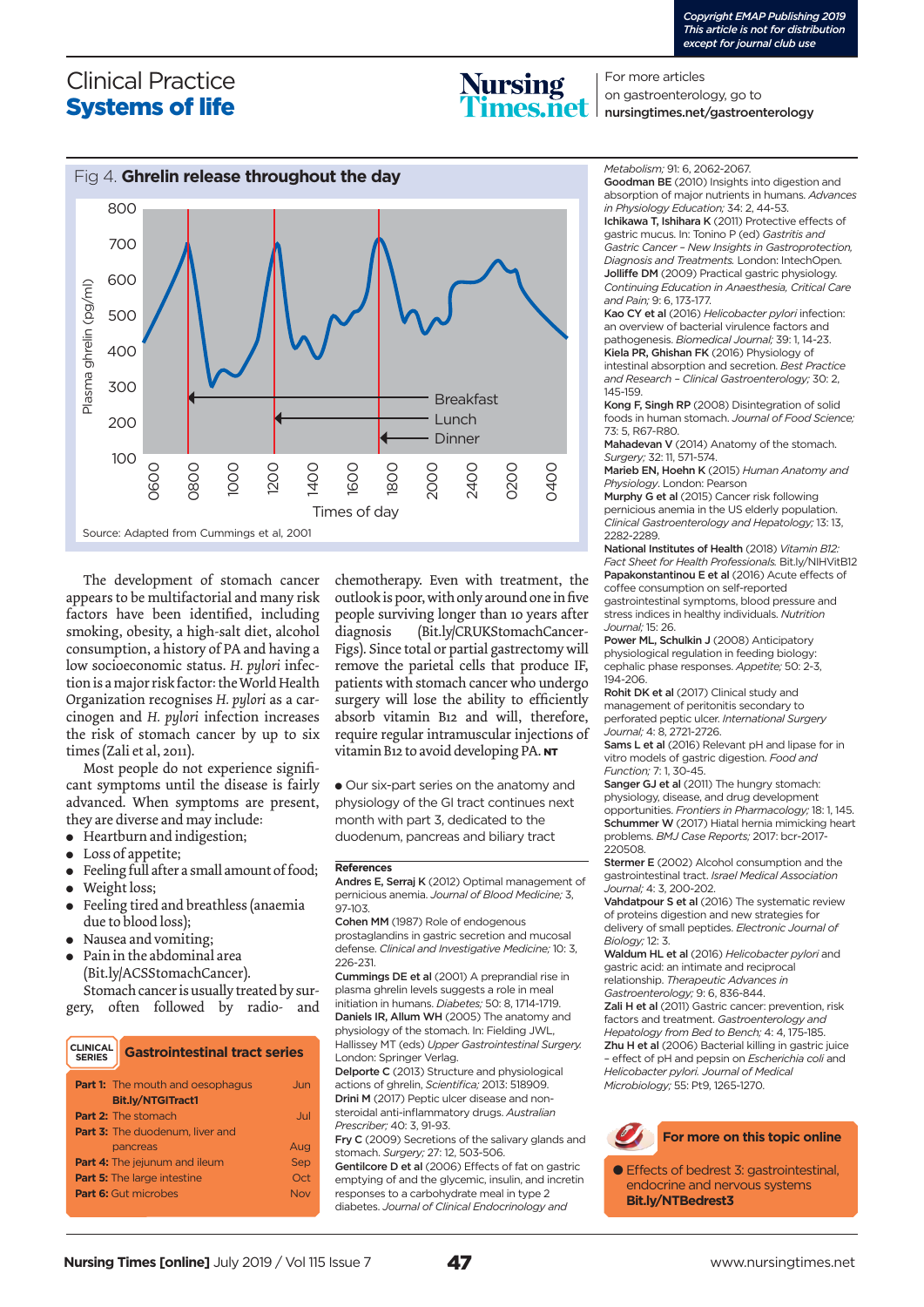Fig 4. **Ghrelin release throughout the day**

Plasma ghrelin (pg/ml)

800
700
600
500
400
300
200
100

0600 0800 1000 1200 1400 1600 1800 2000 2400 0200 0400

Times of day

Breakfast
Lunch
Dinner

Source: Adapted from Cummings et al, 2001

The development of stomach cancer appears to be multifactorial and many risk factors have been identified, including smoking, obesity, a high-salt diet, alcohol consumption, a history of PA and having a low socioeconomic status. *H. pylori* infection is a major risk factor: the World Health Organization recognises *H. pylori* as a carcinogen and *H. pylori* infection increases the risk of stomach cancer by up to six times (Zali et al, 2011).

Most people do not experience significant symptoms until the disease is fairly advanced. When symptoms are present, they are diverse and may include:

- Heartburn and indigestion;
- Loss of appetite;
- Feeling full after a small amount of food;
- Weight loss;
- Feeling tired and breathless (anaemia due to blood loss);
- Nausea and vomiting;
- Pain in the abdominal area (Bit.ly/ACSStomachCancer).

Stomach cancer is usually treated by surgery, often followed by radio- and chemotherapy. Even with treatment, the outlook is poor, with only around one in five people surviving longer than 10 years after diagnosis (Bit.ly/CRUKStomachCancer-Figs). Since total or partial gastrectomy will remove the parietal cells that produce IF, patients with stomach cancer who undergo surgery will lose the ability to efficiently absorb vitamin B12 and will, therefore, require regular intramuscular injections of vitamin B12 to avoid developing PA. **NT**

- Our six-part series on the anatomy and physiology of the GI tract continues next month with part 3, dedicated to the duodenum, pancreas and biliary tract

**CLINICAL SERIES**

**Gastrointestinal tract series**

| | | |
|---|---|---|
| **Part 1:** | The mouth and oesophagus **Bit.ly/NTGITract1** | Jun |
| **Part 2:** | The stomach | Jul |
| **Part 3:** | The duodenum, liver and pancreas | Aug |
| **Part 4:** | The jejunum and ileum | Sep |
| **Part 5:** | The large intestine | Oct |
| **Part 6:** | Gut microbes | Nov |

**References**

**Andres E, Serraj K** (2012) Optimal management of pernicious anemia. *Journal of Blood Medicine;* 3, 97-103.

**Cohen MM** (1987) Role of endogenous prostaglandins in gastric secretion and mucosal defense. *Clinical and Investigative Medicine;* 10: 3, 226-231.

**Cummings DE et al** (2001) A preprandial rise in plasma ghrelin levels suggests a role in meal initiation in humans. *Diabetes;* 50: 8, 1714-1719.

**Daniels IR, Allum WH** (2005) The anatomy and physiology of the stomach. In: Fielding JWL, Hallissey MT (eds) *Upper Gastrointestinal Surgery.* London: Springer Verlag.

**Delporte C** (2013) Structure and physiological actions of ghrelin. *Scientifica;* 2013: 518909.

**Drini M** (2017) Peptic ulcer disease and non-steroidal anti-inflammatory drugs. *Australian Prescriber;* 40: 3, 91-93.

**Fry C** (2009) Secretions of the salivary glands and stomach. *Surgery;* 27: 12, 503-506.

**Gentilcore D et al** (2006) Effects of fat on gastric emptying of and the glycemic, insulin, and incretin responses to a carbohydrate meal in type 2 diabetes. *Journal of Clinical Endocrinology and Metabolism;* 91: 6, 2062-2067.

**Goodman BE** (2010) Insights into digestion and absorption of major nutrients in humans. *Advances in Physiology Education;* 34: 2, 44-53.

**Ichikawa T, Ishihara K** (2011) Protective effects of gastric mucus. In: Tonino P (ed) *Gastritis and Gastric Cancer – New Insights in Gastroprotection, Diagnosis and Treatments.* London: IntechOpen.

**Jolliffe DM** (2009) Practical gastric physiology. *Continuing Education in Anaesthesia, Critical Care and Pain;* 9: 6, 173-177.

**Kao CY et al** (2016) *Helicobacter pylori* infection: an overview of bacterial virulence factors and pathogenesis. *Biomedical Journal;* 39: 1, 14-23.

**Kiela PR, Ghishan FK** (2016) Physiology of intestinal absorption and secretion. *Best Practice and Research – Clinical Gastroenterology;* 30: 2, 145-159.

**Kong F, Singh RP** (2008) Disintegration of solid foods in human stomach. *Journal of Food Science;* 73: 5, R67-R80.

**Mahadevan V** (2014) Anatomy of the stomach. *Surgery;* 32: 11, 571-574.

**Marieb EN, Hoehn K** (2015) *Human Anatomy and Physiology*. London: Pearson

**Murphy G et al** (2015) Cancer risk following pernicious anemia in the US elderly population. *Clinical Gastroenterology and Hepatology;* 13: 13, 2282-2289.

**National Institutes of Health** (2018) *Vitamin B12: Fact Sheet for Health Professionals.* Bit.ly/NIHVitB12

**Papakonstantinou E et al** (2016) Acute effects of coffee consumption on self-reported gastrointestinal symptoms, blood pressure and stress indices in healthy individuals. *Nutrition Journal;* 15: 26.

**Power ML, Schulkin J** (2008) Anticipatory physiological regulation in feeding biology: cephalic phase responses. *Appetite;* 50: 2-3, 194-206.

**Rohit DK et al** (2017) Clinical study and management of peritonitis secondary to perforated peptic ulcer. *International Surgery Journal;* 4: 8, 2721-2726.

**Sams L et al** (2016) Relevant pH and lipase for in vitro models of gastric digestion. *Food and Function;* 7: 1, 30-45.

**Sanger GJ et al** (2011) The hungry stomach: physiology, disease, and drug development opportunities. *Frontiers in Pharmacology;* 18: 1, 145.

**Schummer W** (2017) Hiatal hernia mimicking heart problems. *BMJ Case Reports;* 2017: bcr-2017-220508.

**Stermer E** (2002) Alcohol consumption and the gastrointestinal tract. *Israel Medical Association Journal;* 4: 3, 200-202.

**Vahdatpour S et al** (2016) The systematic review of proteins digestion and new strategies for delivery of small peptides. *Electronic Journal of Biology;* 12: 3.

**Waldum HL et al** (2016) *Helicobacter pylori* and gastric acid: an intimate and reciprocal relationship. *Therapeutic Advances in Gastroenterology;* 9: 6, 836-844.

**Zali H et al** (2011) Gastric cancer: prevention, risk factors and treatment. *Gastroenterology and Hepatology from Bed to Bench;* 4: 4, 175-185.

**Zhu H et al** (2006) Bacterial killing in gastric juice – effect of pH and pepsin on *Escherichia coli* and *Helicobacter pylori. Journal of Medical Microbiology;* 55: Pt9, 1265-1270.

**For more on this topic online**

- Effects of bedrest 3: gastrointestinal, endocrine and nervous systems **Bit.ly/NTBedrest3**